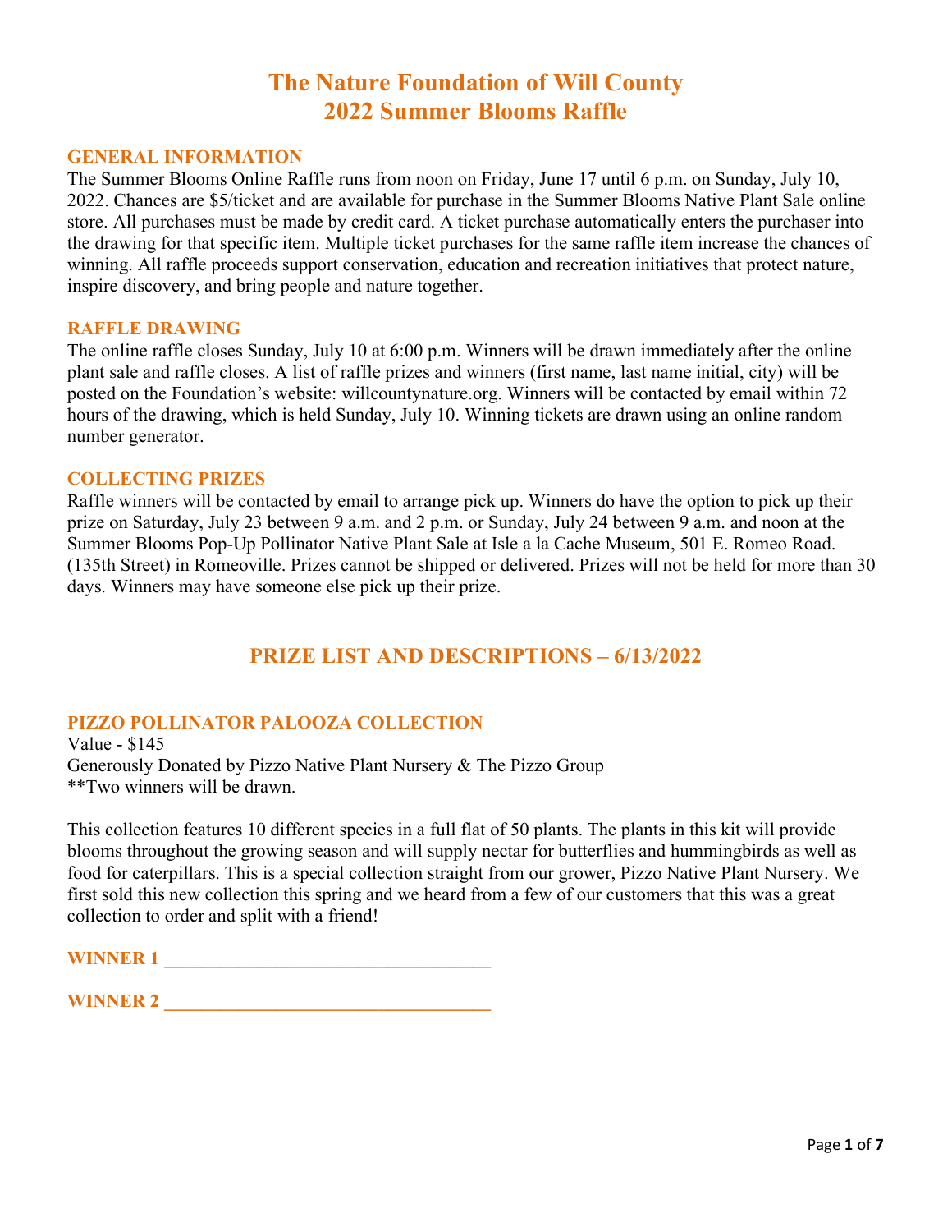# The Nature Foundation of Will County
# 2022 Summer Blooms Raffle

## GENERAL INFORMATION

The Summer Blooms Online Raffle runs from noon on Friday, June 17 until 6 p.m. on Sunday, July 10, 2022. Chances are $5/ticket and are available for purchase in the Summer Blooms Native Plant Sale online store. All purchases must be made by credit card. A ticket purchase automatically enters the purchaser into the drawing for that specific item. Multiple ticket purchases for the same raffle item increase the chances of winning. All raffle proceeds support conservation, education and recreation initiatives that protect nature, inspire discovery, and bring people and nature together.

## RAFFLE DRAWING

The online raffle closes Sunday, July 10 at 6:00 p.m. Winners will be drawn immediately after the online plant sale and raffle closes. A list of raffle prizes and winners (first name, last name initial, city) will be posted on the Foundation's website: willcountynature.org. Winners will be contacted by email within 72 hours of the drawing, which is held Sunday, July 10. Winning tickets are drawn using an online random number generator.

## COLLECTING PRIZES

Raffle winners will be contacted by email to arrange pick up. Winners do have the option to pick up their prize on Saturday, July 23 between 9 a.m. and 2 p.m. or Sunday, July 24 between 9 a.m. and noon at the Summer Blooms Pop-Up Pollinator Native Plant Sale at Isle a la Cache Museum, 501 E. Romeo Road. (135th Street) in Romeoville. Prizes cannot be shipped or delivered. Prizes will not be held for more than 30 days. Winners may have someone else pick up their prize.

## PRIZE LIST AND DESCRIPTIONS – 6/13/2022

### PIZZO POLLINATOR PALOOZA COLLECTION

Value - $145
Generously Donated by Pizzo Native Plant Nursery & The Pizzo Group
**Two winners will be drawn.

This collection features 10 different species in a full flat of 50 plants. The plants in this kit will provide blooms throughout the growing season and will supply nectar for butterflies and hummingbirds as well as food for caterpillars. This is a special collection straight from our grower, Pizzo Native Plant Nursery. We first sold this new collection this spring and we heard from a few of our customers that this was a great collection to order and split with a friend!

**WINNER 1** ___________________________________

**WINNER 2** ___________________________________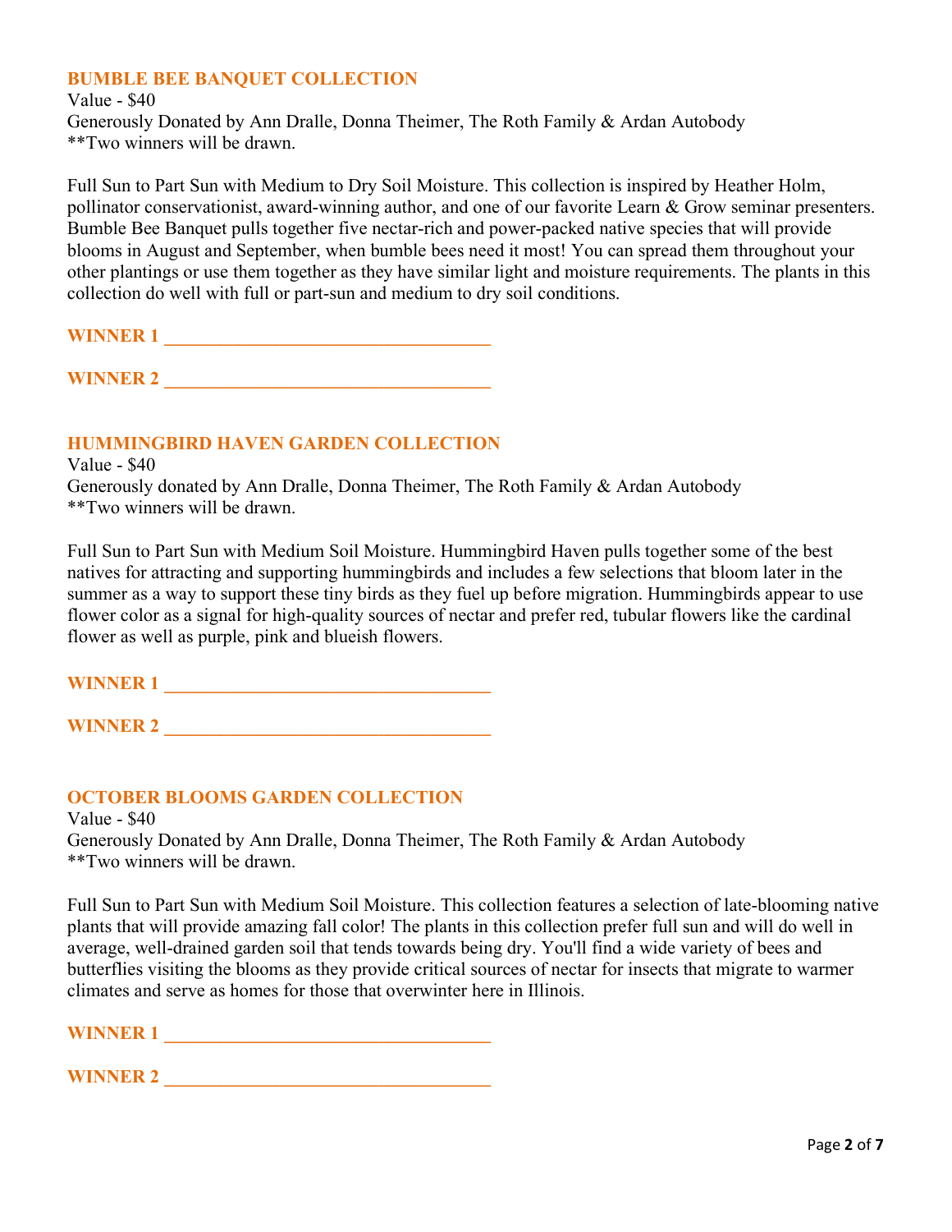## BUMBLE BEE BANQUET COLLECTION

Value - $40
Generously Donated by Ann Dralle, Donna Theimer, The Roth Family & Ardan Autobody
**Two winners will be drawn.

Full Sun to Part Sun with Medium to Dry Soil Moisture. This collection is inspired by Heather Holm, pollinator conservationist, award-winning author, and one of our favorite Learn & Grow seminar presenters. Bumble Bee Banquet pulls together five nectar-rich and power-packed native species that will provide blooms in August and September, when bumble bees need it most! You can spread them throughout your other plantings or use them together as they have similar light and moisture requirements. The plants in this collection do well with full or part-sun and medium to dry soil conditions.

**WINNER 1 ___________________________________**

**WINNER 2 ___________________________________**

## HUMMINGBIRD HAVEN GARDEN COLLECTION

Value - $40
Generously donated by Ann Dralle, Donna Theimer, The Roth Family & Ardan Autobody
**Two winners will be drawn.

Full Sun to Part Sun with Medium Soil Moisture. Hummingbird Haven pulls together some of the best natives for attracting and supporting hummingbirds and includes a few selections that bloom later in the summer as a way to support these tiny birds as they fuel up before migration. Hummingbirds appear to use flower color as a signal for high-quality sources of nectar and prefer red, tubular flowers like the cardinal flower as well as purple, pink and blueish flowers.

**WINNER 1 ___________________________________**

**WINNER 2 ___________________________________**

## OCTOBER BLOOMS GARDEN COLLECTION

Value - $40
Generously Donated by Ann Dralle, Donna Theimer, The Roth Family & Ardan Autobody
**Two winners will be drawn.

Full Sun to Part Sun with Medium Soil Moisture. This collection features a selection of late-blooming native plants that will provide amazing fall color! The plants in this collection prefer full sun and will do well in average, well-drained garden soil that tends towards being dry. You'll find a wide variety of bees and butterflies visiting the blooms as they provide critical sources of nectar for insects that migrate to warmer climates and serve as homes for those that overwinter here in Illinois.

**WINNER 1 ___________________________________**

**WINNER 2 ___________________________________**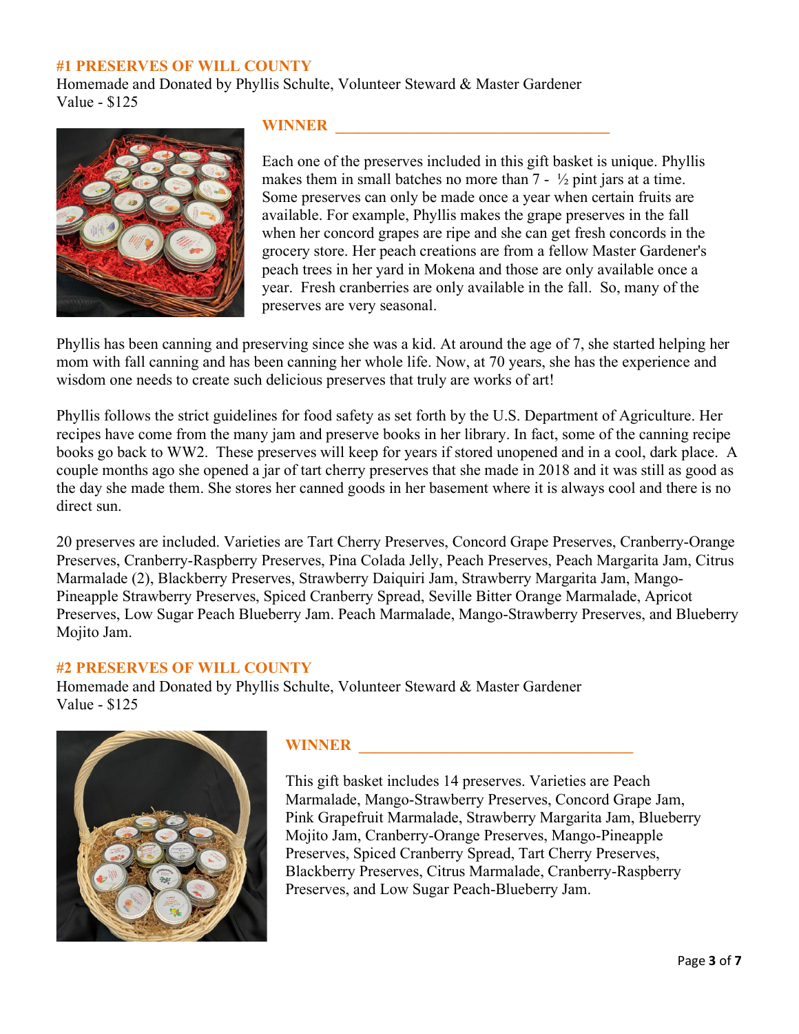## #1 PRESERVES OF WILL COUNTY

Homemade and Donated by Phyllis Schulte, Volunteer Steward & Master Gardener
Value - $125

**WINNER** ___________________________________

Each one of the preserves included in this gift basket is unique. Phyllis makes them in small batches no more than 7 - ½ pint jars at a time. Some preserves can only be made once a year when certain fruits are available. For example, Phyllis makes the grape preserves in the fall when her concord grapes are ripe and she can get fresh concords in the grocery store. Her peach creations are from a fellow Master Gardener's peach trees in her yard in Mokena and those are only available once a year. Fresh cranberries are only available in the fall. So, many of the preserves are very seasonal.

Phyllis has been canning and preserving since she was a kid. At around the age of 7, she started helping her mom with fall canning and has been canning her whole life. Now, at 70 years, she has the experience and wisdom one needs to create such delicious preserves that truly are works of art!

Phyllis follows the strict guidelines for food safety as set forth by the U.S. Department of Agriculture. Her recipes have come from the many jam and preserve books in her library. In fact, some of the canning recipe books go back to WW2. These preserves will keep for years if stored unopened and in a cool, dark place. A couple months ago she opened a jar of tart cherry preserves that she made in 2018 and it was still as good as the day she made them. She stores her canned goods in her basement where it is always cool and there is no direct sun.

20 preserves are included. Varieties are Tart Cherry Preserves, Concord Grape Preserves, Cranberry-Orange Preserves, Cranberry-Raspberry Preserves, Pina Colada Jelly, Peach Preserves, Peach Margarita Jam, Citrus Marmalade (2), Blackberry Preserves, Strawberry Daiquiri Jam, Strawberry Margarita Jam, Mango-Pineapple Strawberry Preserves, Spiced Cranberry Spread, Seville Bitter Orange Marmalade, Apricot Preserves, Low Sugar Peach Blueberry Jam. Peach Marmalade, Mango-Strawberry Preserves, and Blueberry Mojito Jam.

## #2 PRESERVES OF WILL COUNTY

Homemade and Donated by Phyllis Schulte, Volunteer Steward & Master Gardener
Value - $125

**WINNER** ___________________________________

This gift basket includes 14 preserves. Varieties are Peach Marmalade, Mango-Strawberry Preserves, Concord Grape Jam, Pink Grapefruit Marmalade, Strawberry Margarita Jam, Blueberry Mojito Jam, Cranberry-Orange Preserves, Mango-Pineapple Preserves, Spiced Cranberry Spread, Tart Cherry Preserves, Blackberry Preserves, Citrus Marmalade, Cranberry-Raspberry Preserves, and Low Sugar Peach-Blueberry Jam.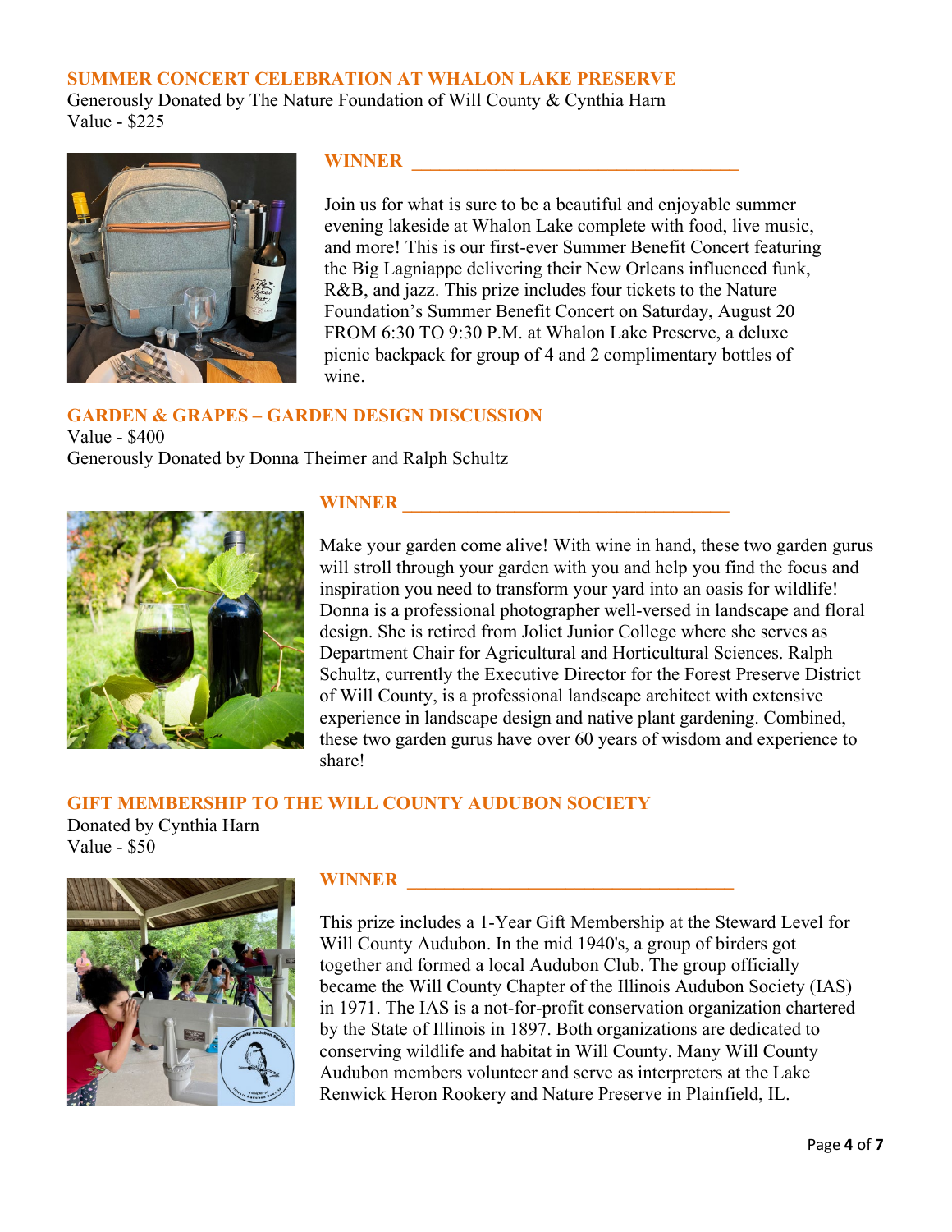### SUMMER CONCERT CELEBRATION AT WHALON LAKE PRESERVE

Generously Donated by The Nature Foundation of Will County & Cynthia Harn
Value - $225

**WINNER** ___________________________________

Join us for what is sure to be a beautiful and enjoyable summer evening lakeside at Whalon Lake complete with food, live music, and more! This is our first-ever Summer Benefit Concert featuring the Big Lagniappe delivering their New Orleans influenced funk, R&B, and jazz. This prize includes four tickets to the Nature Foundation's Summer Benefit Concert on Saturday, August 20 FROM 6:30 TO 9:30 P.M. at Whalon Lake Preserve, a deluxe picnic backpack for group of 4 and 2 complimentary bottles of wine.

### GARDEN & GRAPES – GARDEN DESIGN DISCUSSION

Value - $400
Generously Donated by Donna Theimer and Ralph Schultz

**WINNER** ___________________________________

Make your garden come alive! With wine in hand, these two garden gurus will stroll through your garden with you and help you find the focus and inspiration you need to transform your yard into an oasis for wildlife! Donna is a professional photographer well-versed in landscape and floral design. She is retired from Joliet Junior College where she serves as Department Chair for Agricultural and Horticultural Sciences. Ralph Schultz, currently the Executive Director for the Forest Preserve District of Will County, is a professional landscape architect with extensive experience in landscape design and native plant gardening. Combined, these two garden gurus have over 60 years of wisdom and experience to share!

### GIFT MEMBERSHIP TO THE WILL COUNTY AUDUBON SOCIETY

Donated by Cynthia Harn
Value - $50

**WINNER** ___________________________________

This prize includes a 1-Year Gift Membership at the Steward Level for Will County Audubon. In the mid 1940's, a group of birders got together and formed a local Audubon Club. The group officially became the Will County Chapter of the Illinois Audubon Society (IAS) in 1971. The IAS is a not-for-profit conservation organization chartered by the State of Illinois in 1897. Both organizations are dedicated to conserving wildlife and habitat in Will County. Many Will County Audubon members volunteer and serve as interpreters at the Lake Renwick Heron Rookery and Nature Preserve in Plainfield, IL.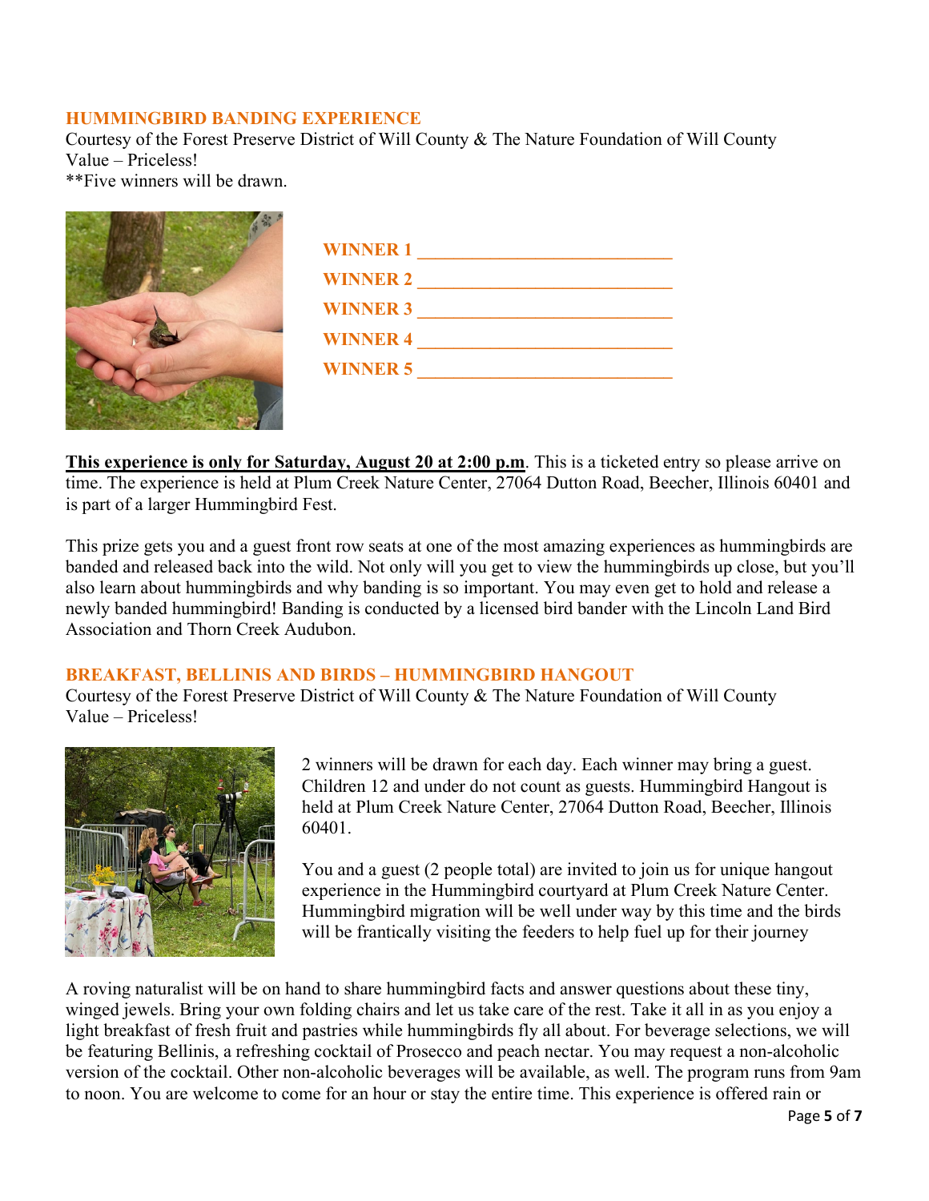## HUMMINGBIRD BANDING EXPERIENCE

Courtesy of the Forest Preserve District of Will County & The Nature Foundation of Will County
Value – Priceless!
**Five winners will be drawn.

**WINNER 1** ____________________________

**WINNER 2** ____________________________

**WINNER 3** ____________________________

**WINNER 4** ____________________________

**WINNER 5** ____________________________

**<u>This experience is only for Saturday, August 20 at 2:00 p.m</u>**. This is a ticketed entry so please arrive on time. The experience is held at Plum Creek Nature Center, 27064 Dutton Road, Beecher, Illinois 60401 and is part of a larger Hummingbird Fest.

This prize gets you and a guest front row seats at one of the most amazing experiences as hummingbirds are banded and released back into the wild. Not only will you get to view the hummingbirds up close, but you'll also learn about hummingbirds and why banding is so important. You may even get to hold and release a newly banded hummingbird! Banding is conducted by a licensed bird bander with the Lincoln Land Bird Association and Thorn Creek Audubon.

## BREAKFAST, BELLINIS AND BIRDS – HUMMINGBIRD HANGOUT

Courtesy of the Forest Preserve District of Will County & The Nature Foundation of Will County
Value – Priceless!

2 winners will be drawn for each day. Each winner may bring a guest. Children 12 and under do not count as guests. Hummingbird Hangout is held at Plum Creek Nature Center, 27064 Dutton Road, Beecher, Illinois 60401.

You and a guest (2 people total) are invited to join us for unique hangout experience in the Hummingbird courtyard at Plum Creek Nature Center. Hummingbird migration will be well under way by this time and the birds will be frantically visiting the feeders to help fuel up for their journey

A roving naturalist will be on hand to share hummingbird facts and answer questions about these tiny, winged jewels. Bring your own folding chairs and let us take care of the rest. Take it all in as you enjoy a light breakfast of fresh fruit and pastries while hummingbirds fly all about. For beverage selections, we will be featuring Bellinis, a refreshing cocktail of Prosecco and peach nectar. You may request a non-alcoholic version of the cocktail. Other non-alcoholic beverages will be available, as well. The program runs from 9am to noon. You are welcome to come for an hour or stay the entire time. This experience is offered rain or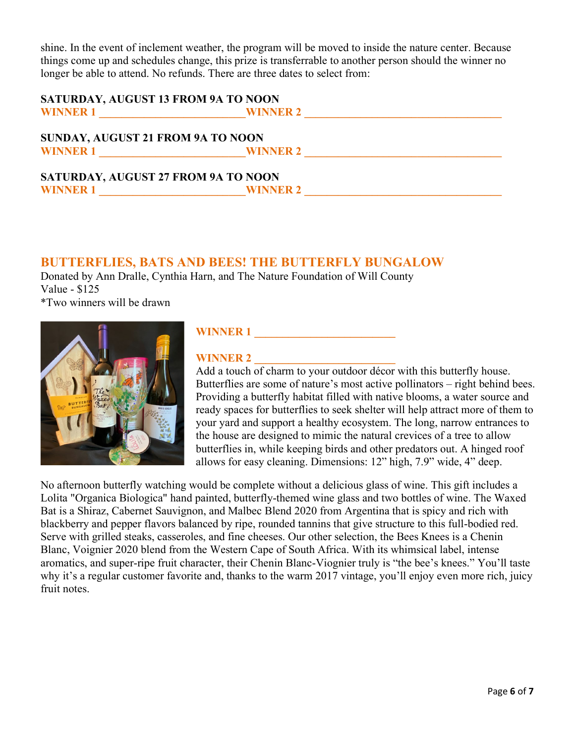shine. In the event of inclement weather, the program will be moved to inside the nature center. Because things come up and schedules change, this prize is transferrable to another person should the winner no longer be able to attend. No refunds. There are three dates to select from:

**SATURDAY, AUGUST 13 FROM 9A TO NOON**
**WINNER 1 __________________________ WINNER 2 ___________________________________**

**SUNDAY, AUGUST 21 FROM 9A TO NOON**
**WINNER 1 __________________________ WINNER 2 ___________________________________**

**SATURDAY, AUGUST 27 FROM 9A TO NOON**
**WINNER 1 __________________________ WINNER 2 ___________________________________**

## BUTTERFLIES, BATS AND BEES! THE BUTTERFLY BUNGALOW

Donated by Ann Dralle, Cynthia Harn, and The Nature Foundation of Will County
Value - $125
*Two winners will be drawn

**WINNER 1 _________________________**

**WINNER 2 _________________________**

Add a touch of charm to your outdoor décor with this butterfly house. Butterflies are some of nature's most active pollinators – right behind bees. Providing a butterfly habitat filled with native blooms, a water source and ready spaces for butterflies to seek shelter will help attract more of them to your yard and support a healthy ecosystem. The long, narrow entrances to the house are designed to mimic the natural crevices of a tree to allow butterflies in, while keeping birds and other predators out. A hinged roof allows for easy cleaning. Dimensions: 12" high, 7.9" wide, 4" deep.

No afternoon butterfly watching would be complete without a delicious glass of wine. This gift includes a Lolita "Organica Biologica" hand painted, butterfly-themed wine glass and two bottles of wine. The Waxed Bat is a Shiraz, Cabernet Sauvignon, and Malbec Blend 2020 from Argentina that is spicy and rich with blackberry and pepper flavors balanced by ripe, rounded tannins that give structure to this full-bodied red. Serve with grilled steaks, casseroles, and fine cheeses. Our other selection, the Bees Knees is a Chenin Blanc, Voignier 2020 blend from the Western Cape of South Africa. With its whimsical label, intense aromatics, and super-ripe fruit character, their Chenin Blanc-Viognier truly is "the bee's knees." You'll taste why it's a regular customer favorite and, thanks to the warm 2017 vintage, you'll enjoy even more rich, juicy fruit notes.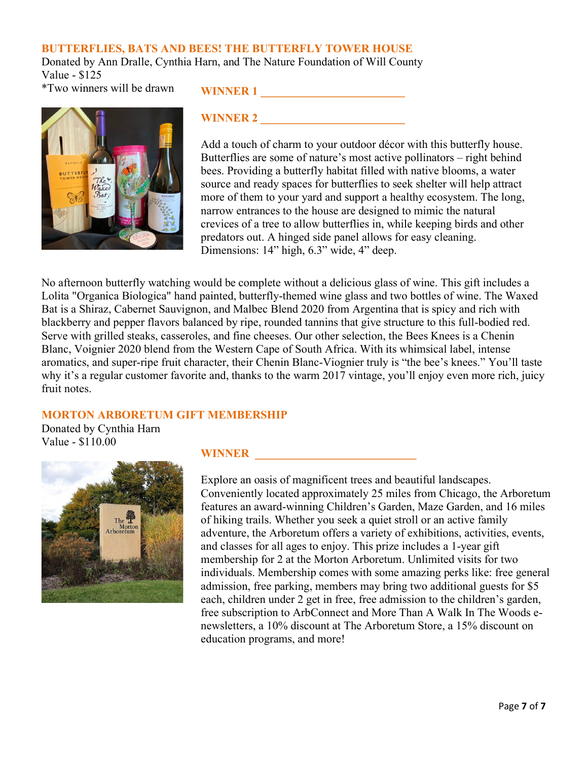## BUTTERFLIES, BATS AND BEES! THE BUTTERFLY TOWER HOUSE

Donated by Ann Dralle, Cynthia Harn, and The Nature Foundation of Will County
Value - $125
*Two winners will be drawn

**WINNER 1** ________________________

**WINNER 2** ________________________

Add a touch of charm to your outdoor décor with this butterfly house. Butterflies are some of nature's most active pollinators – right behind bees. Providing a butterfly habitat filled with native blooms, a water source and ready spaces for butterflies to seek shelter will help attract more of them to your yard and support a healthy ecosystem. The long, narrow entrances to the house are designed to mimic the natural crevices of a tree to allow butterflies in, while keeping birds and other predators out. A hinged side panel allows for easy cleaning. Dimensions: 14" high, 6.3" wide, 4" deep.

No afternoon butterfly watching would be complete without a delicious glass of wine. This gift includes a Lolita "Organica Biologica" hand painted, butterfly-themed wine glass and two bottles of wine. The Waxed Bat is a Shiraz, Cabernet Sauvignon, and Malbec Blend 2020 from Argentina that is spicy and rich with blackberry and pepper flavors balanced by ripe, rounded tannins that give structure to this full-bodied red. Serve with grilled steaks, casseroles, and fine cheeses. Our other selection, the Bees Knees is a Chenin Blanc, Voignier 2020 blend from the Western Cape of South Africa. With its whimsical label, intense aromatics, and super-ripe fruit character, their Chenin Blanc-Viognier truly is "the bee's knees." You'll taste why it's a regular customer favorite and, thanks to the warm 2017 vintage, you'll enjoy even more rich, juicy fruit notes.

## MORTON ARBORETUM GIFT MEMBERSHIP

Donated by Cynthia Harn
Value - $110.00

**WINNER** ___________________________

Explore an oasis of magnificent trees and beautiful landscapes. Conveniently located approximately 25 miles from Chicago, the Arboretum features an award-winning Children's Garden, Maze Garden, and 16 miles of hiking trails. Whether you seek a quiet stroll or an active family adventure, the Arboretum offers a variety of exhibitions, activities, events, and classes for all ages to enjoy. This prize includes a 1-year gift membership for 2 at the Morton Arboretum. Unlimited visits for two individuals. Membership comes with some amazing perks like: free general admission, free parking, members may bring two additional guests for $5 each, children under 2 get in free, free admission to the children's garden, free subscription to ArbConnect and More Than A Walk In The Woods e-newsletters, a 10% discount at The Arboretum Store, a 15% discount on education programs, and more!